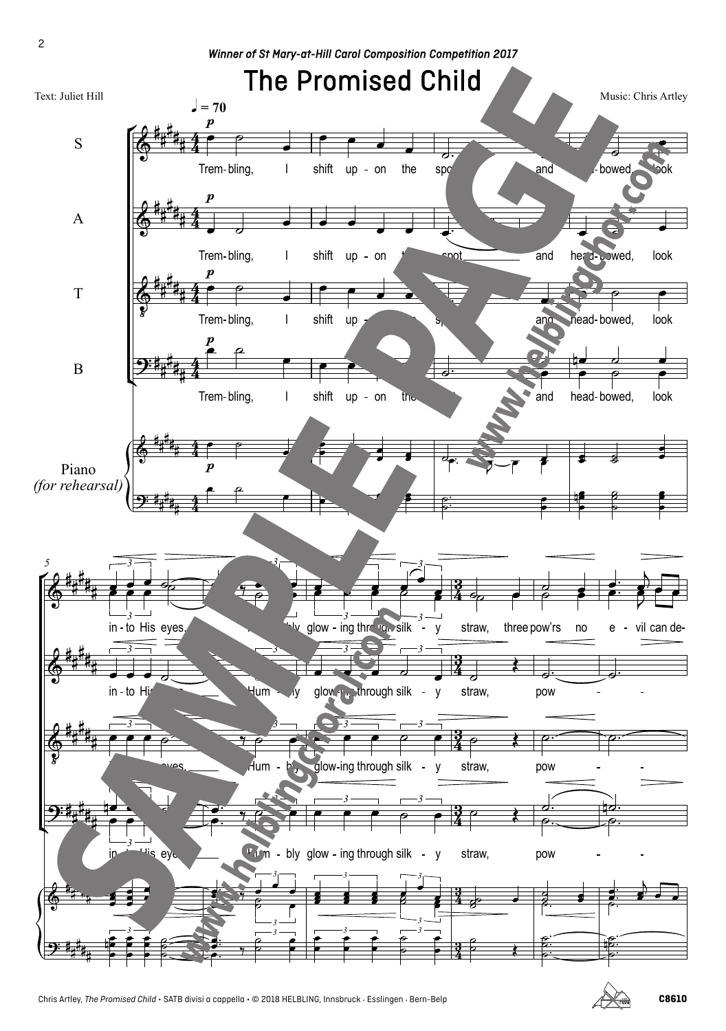*Winner of St Mary-at-Hill Carol Composition Competition 2017*

# The Promised Child

Text: Juliet Hill

Music: Chris Artley

♩ = 70

S: Trem-bling, I shift up-on the spot and head-bowed, look in-to His eyes. Humbly glow-ing through silk-y straw, three pow'rs no e-vil can de-

A: Trem-bling, I shift up-on the spot and head-bowed, look in-to His eyes. Hum-bly glow-ing through silk-y straw, pow-

T: Trem-bling, I shift up-on the spot and head-bowed, look in-to His eyes. Hum-bly glow-ing through silk-y straw, pow-

B: Trem-bling, I shift up-on the spot and head-bowed, look in-to His eyes. Hum-bly glow-ing through silk-y straw, pow-

Piano (for rehearsal)

Chris Artley, *The Promised Child* • SATB divisi a cappella • © 2018 HELBLING, Innsbruck · Esslingen · Bern-Belp

C8610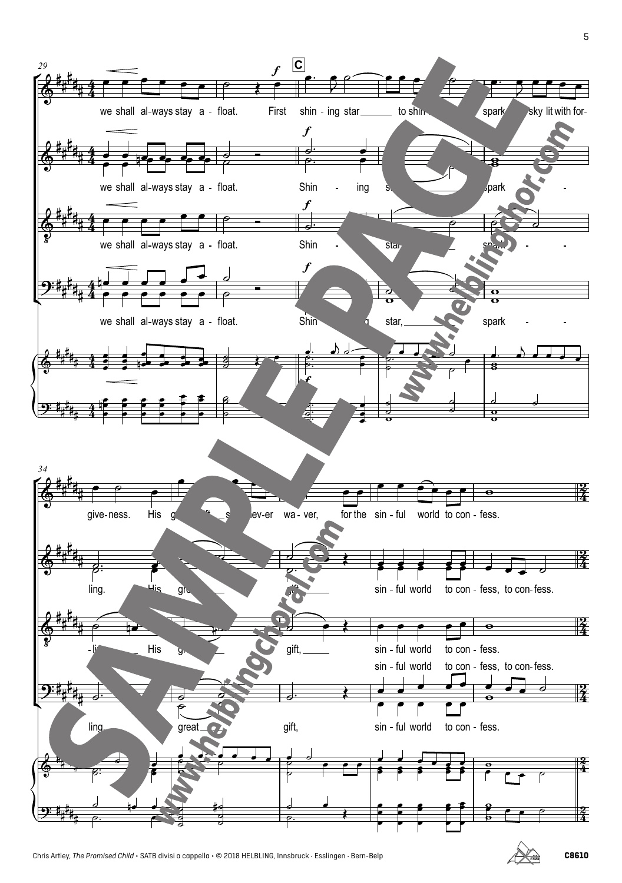29

**C**

we shall al-ways stay a - float. First shin - ing star to shin ... spark ... sky lit with for-

we shall al-ways stay a - float. Shin - ing s... spark -

we shall al-ways stay a - float. Shin - ... star, ... spark - -

we shall al-ways stay a - float. Shin ... g star, spark -

34

give-ness. His g... ...ev-er wa - ver, for the sin - ful world to con - fess.

ling. His gre... gift, sin - ful world to con - fess, to con - fess.

-li... His g... gift, sin - ful world to con - fess.

sin - ful world to con - fess, to con - fess.

ling. great gift, sin - ful world to con - fess.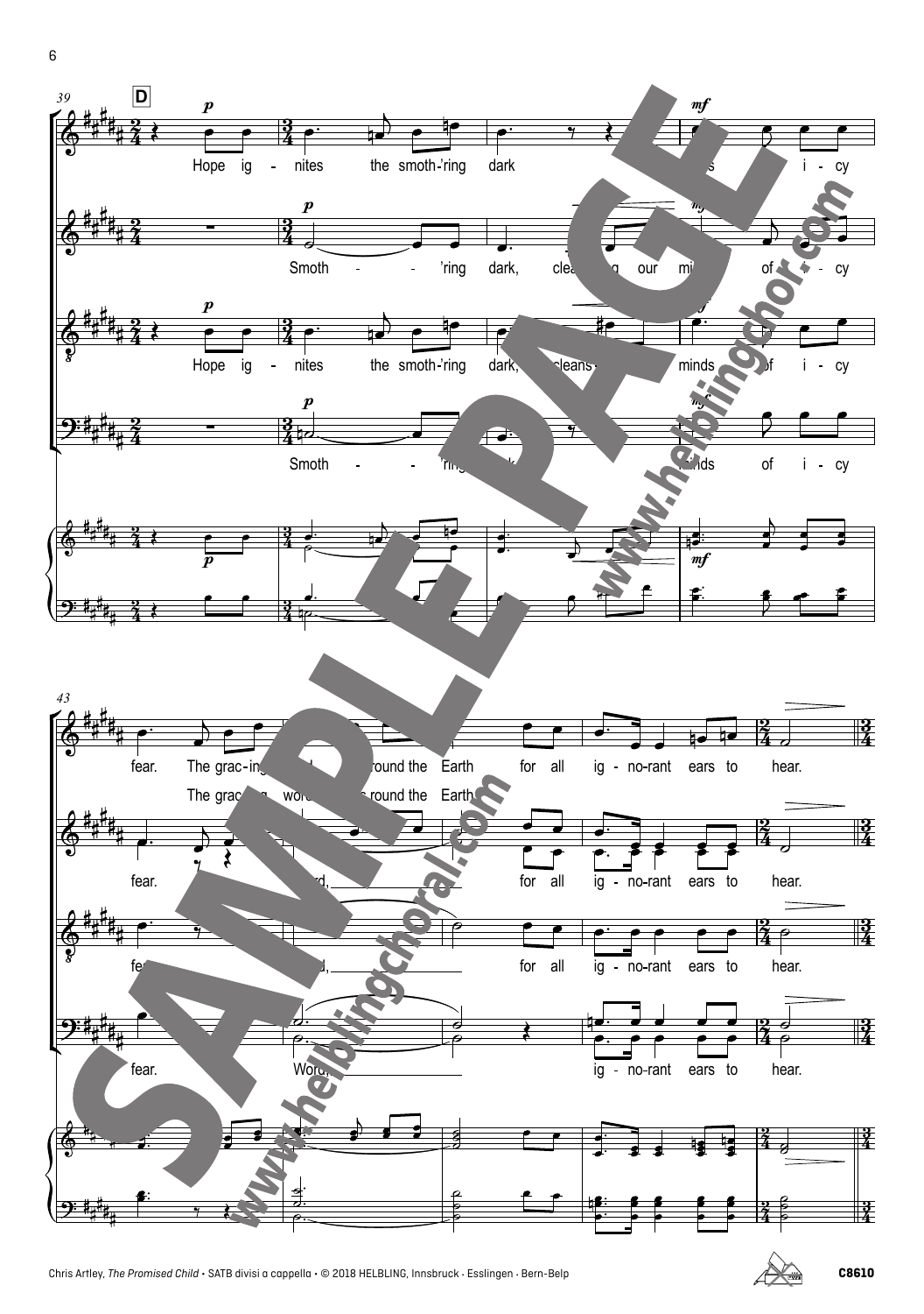D

Hope ig - nites the smoth-'ring dark ... i - cy

Smoth - - 'ring dark, clea... our mi... of i - cy

Hope ig - nites the smoth-'ring dark, cleans... minds of i - cy

Smoth - - 'ring ... minds of i - cy

fear. The grac-ing ... round the Earth for all ig - no-rant ears to hear.

The grac... word... round the Earth

fear. ...rd, for all ig - no-rant ears to hear.

fe... d, for all ig - no-rant ears to hear.

fear. Word, ig - no-rant ears to hear.

Chris Artley, *The Promised Child* · SATB divisi a cappella · © 2018 HELBLING, Innsbruck · Esslingen · Bern-Belp

C8610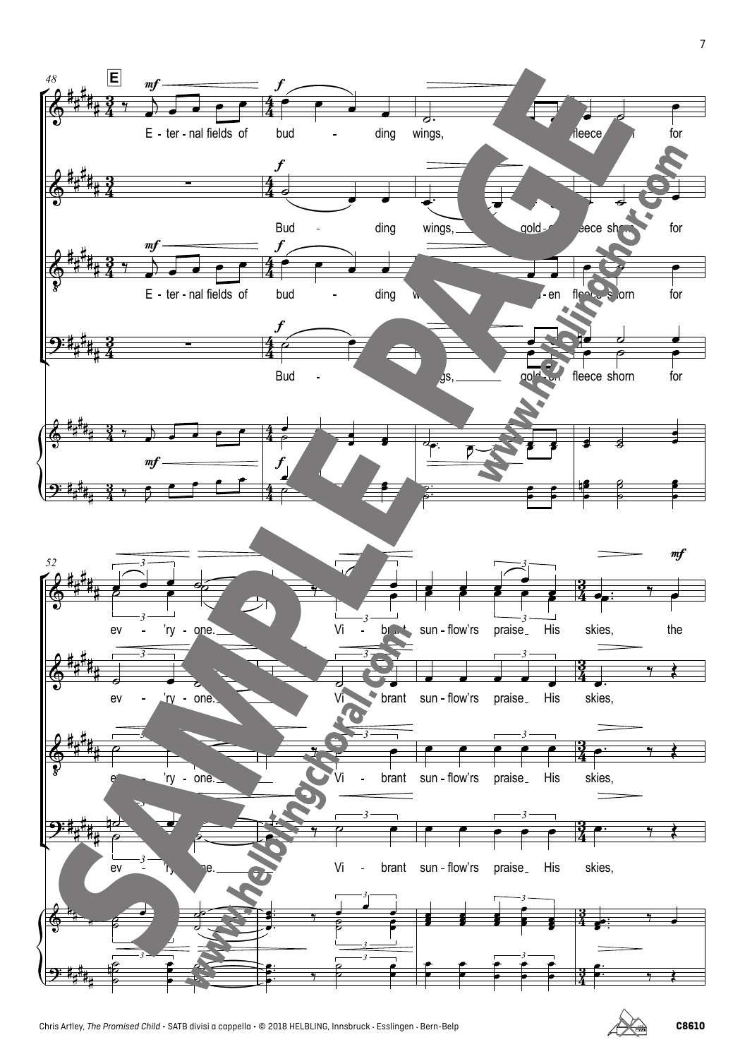48 **E**

*mf* *f*

E - ter - nal fields of bud - ding wings, gold - en fleece shorn for

Bud - ding wings, gold - en fleece shorn for

E - ter - nal fields of bud - ding wings, gold - en fleece shorn for

Bud - ding wings, gold - en fleece shorn for

52

ev - 'ry - one. Vi - brant sun - flow'rs praise His skies, the

ev - 'ry - one. Vi - brant sun - flow'rs praise His skies,

ev - 'ry - one. Vi - brant sun - flow'rs praise His skies,

ev - 'ry - one. Vi - brant sun - flow'rs praise His skies,

SAMPLE PAGE

www.helblingchoral.com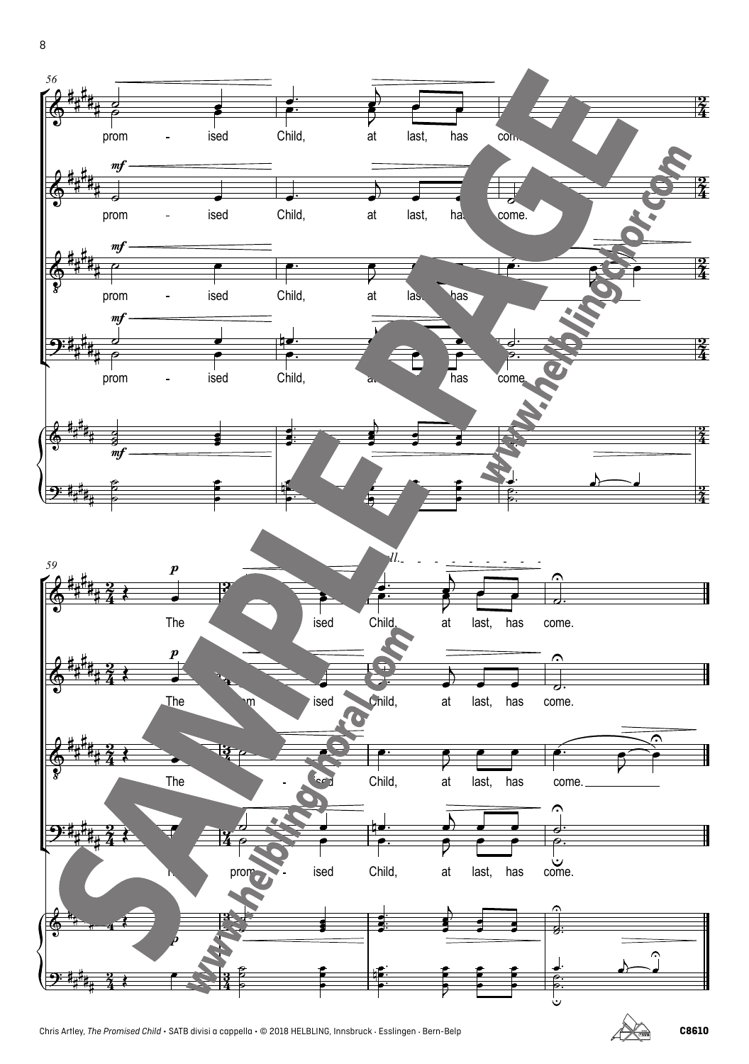promised Child, at last, has come.

The promised Child, at last, has come.